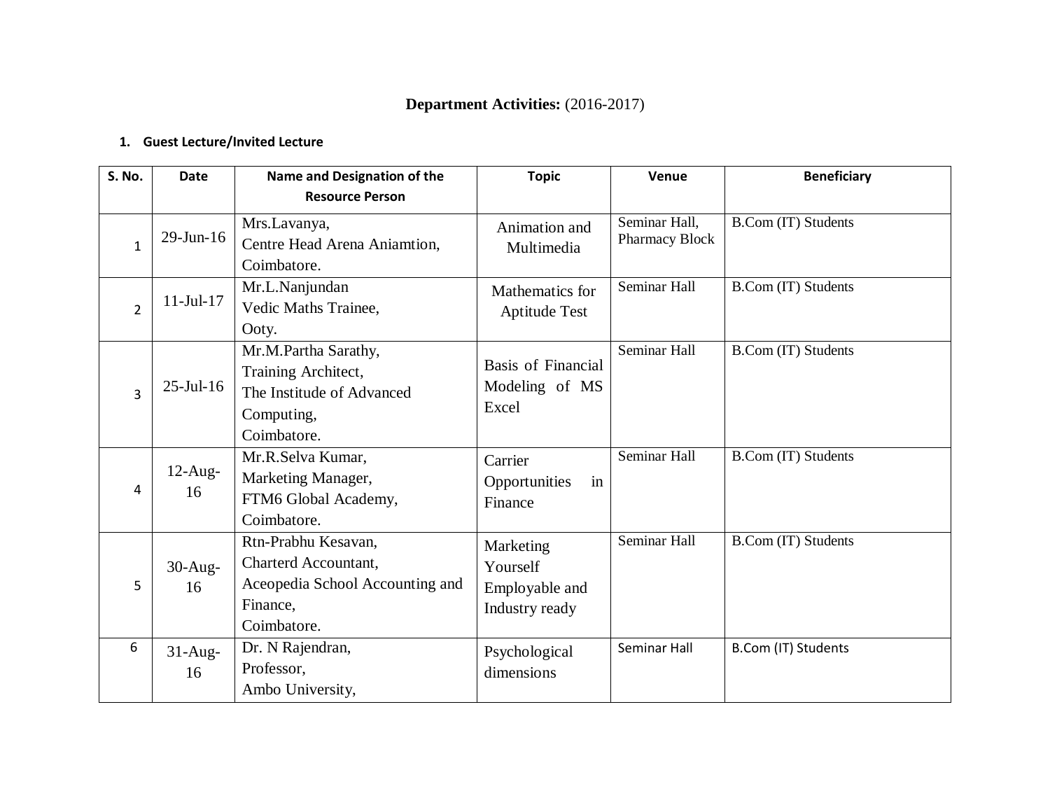## Department Activities: (2016-2017)

### 1. Guest Lecture/Invited Lecture

| S. No. | Date | Name and Designation of the Resource Person | Topic | Venue | Beneficiary |
|---|---|---|---|---|---|
| 1 | 29-Jun-16 | Mrs.Lavanya, Centre Head Arena Aniamtion, Coimbatore. | Animation and Multimedia | Seminar Hall, Pharmacy Block | B.Com (IT) Students |
| 2 | 11-Jul-17 | Mr.L.Nanjundan Vedic Maths Trainee, Ooty. | Mathematics for Aptitude Test | Seminar Hall | B.Com (IT) Students |
| 3 | 25-Jul-16 | Mr.M.Partha Sarathy, Training Architect, The Institude of Advanced Computing, Coimbatore. | Basis of Financial Modeling of MS Excel | Seminar Hall | B.Com (IT) Students |
| 4 | 12-Aug-16 | Mr.R.Selva Kumar, Marketing Manager, FTM6 Global Academy, Coimbatore. | Carrier Opportunities in Finance | Seminar Hall | B.Com (IT) Students |
| 5 | 30-Aug-16 | Rtn-Prabhu Kesavan, Charterd Accountant, Aceopedia School Accounting and Finance, Coimbatore. | Marketing Yourself Employable and Industry ready | Seminar Hall | B.Com (IT) Students |
| 6 | 31-Aug-16 | Dr. N Rajendran, Professor, Ambo University, | Psychological dimensions | Seminar Hall | B.Com (IT) Students |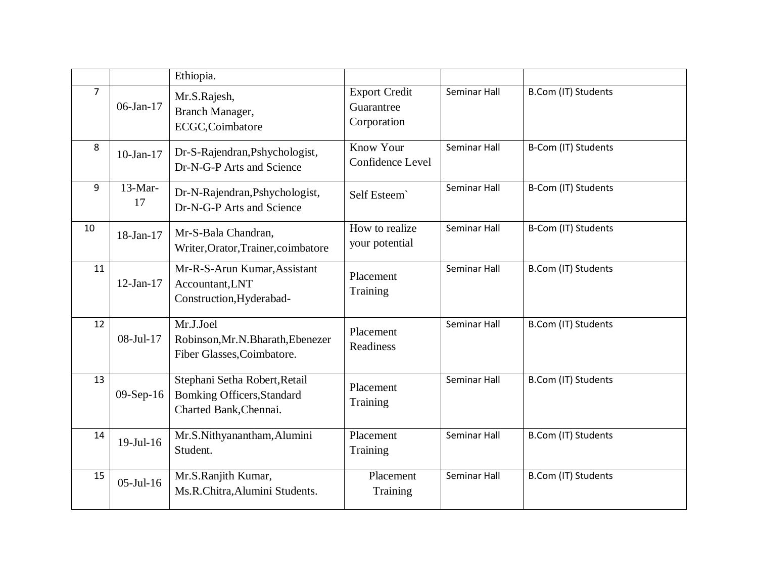| | | Ethiopia. | | | |
|---|---|---|---|---|---|
| 7 | 06-Jan-17 | Mr.S.Rajesh, Branch Manager, ECGC,Coimbatore | Export Credit Guarantree Corporation | Seminar Hall | B.Com (IT) Students |
| 8 | 10-Jan-17 | Dr-S-Rajendran,Pshychologist, Dr-N-G-P Arts and Science | Know Your Confidence Level | Seminar Hall | B-Com (IT) Students |
| 9 | 13-Mar-17 | Dr-N-Rajendran,Pshychologist, Dr-N-G-P Arts and Science | Self Esteem` | Seminar Hall | B-Com (IT) Students |
| 10 | 18-Jan-17 | Mr-S-Bala Chandran, Writer,Orator,Trainer,coimbatore | How to realize your potential | Seminar Hall | B-Com (IT) Students |
| 11 | 12-Jan-17 | Mr-R-S-Arun Kumar,Assistant Accountant,LNT Construction,Hyderabad- | Placement Training | Seminar Hall | B.Com (IT) Students |
| 12 | 08-Jul-17 | Mr.J.Joel Robinson,Mr.N.Bharath,Ebenezer Fiber Glasses,Coimbatore. | Placement Readiness | Seminar Hall | B.Com (IT) Students |
| 13 | 09-Sep-16 | Stephani Setha Robert,Retail Bomking Officers,Standard Charted Bank,Chennai. | Placement Training | Seminar Hall | B.Com (IT) Students |
| 14 | 19-Jul-16 | Mr.S.Nithyanantham,Alumini Student. | Placement Training | Seminar Hall | B.Com (IT) Students |
| 15 | 05-Jul-16 | Mr.S.Ranjith Kumar, Ms.R.Chitra,Alumini Students. | Placement Training | Seminar Hall | B.Com (IT) Students |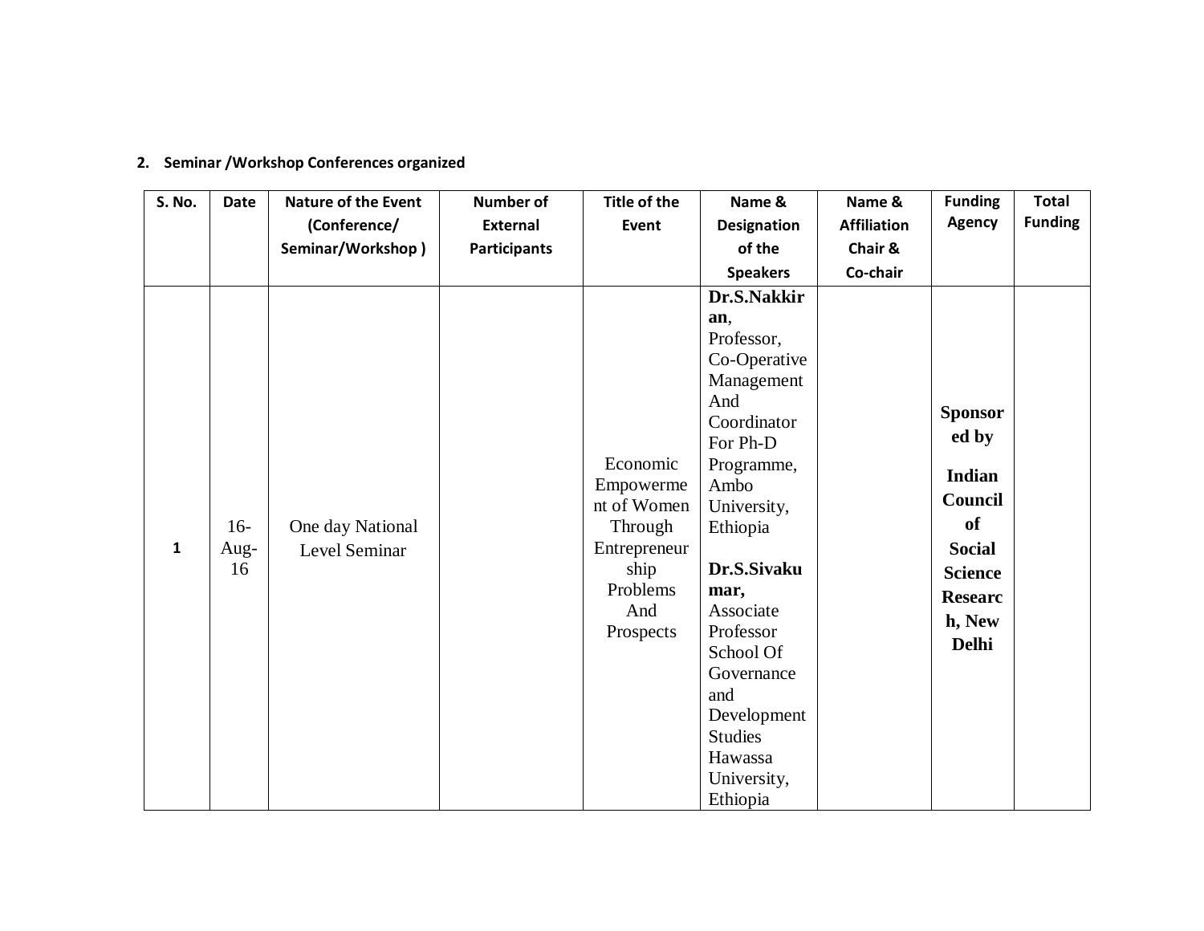**2. Seminar /Workshop Conferences organized**

| S. No. | Date | Nature of the Event (Conference/ Seminar/Workshop ) | Number of External Participants | Title of the Event | Name & Designation of the Speakers | Name & Affiliation Chair & Co-chair | Funding Agency | Total Funding |
|---|---|---|---|---|---|---|---|---|
| 1 | 16-Aug-16 | One day National Level Seminar | | Economic Empowerment of Women Through Entrepreneurship Problems And Prospects | **Dr.S.Nakkiran**, Professor, Co-Operative Management And Coordinator For Ph-D Programme, Ambo University, Ethiopia<br><br>**Dr.S.Sivakumar,** Associate Professor School Of Governance and Development Studies Hawassa University, Ethiopia | | **Sponsored by Indian Council of Social Science Research, New Delhi** | |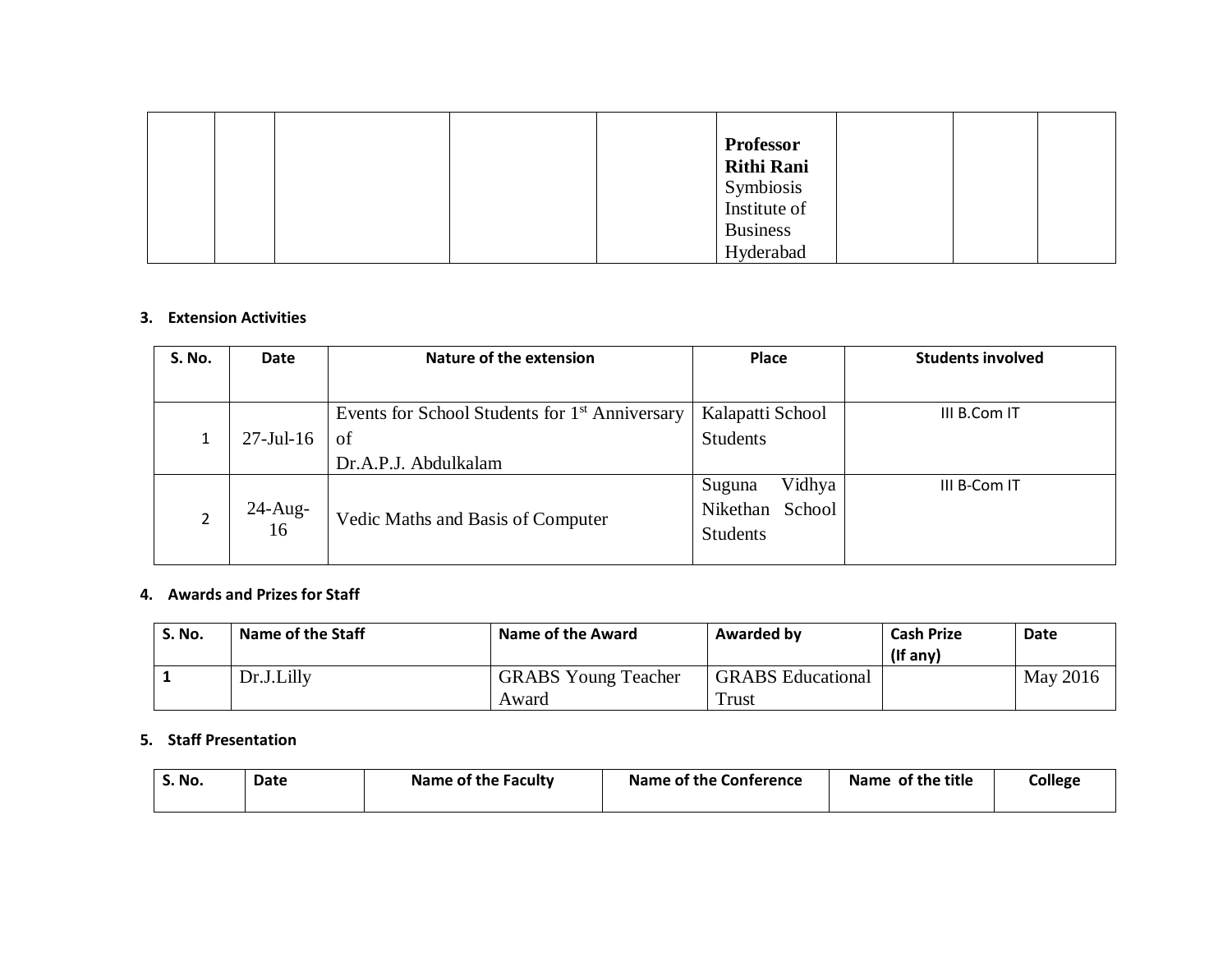| | | | | | **Professor Rithi Rani** Symbiosis Institute of Business Hyderabad | | | |
|---|---|---|---|---|---|---|---|---|

**3. Extension Activities**

| S. No. | Date | Nature of the extension | Place | Students involved |
|---|---|---|---|---|
| 1 | 27-Jul-16 | Events for School Students for 1st Anniversary of Dr.A.P.J. Abdulkalam | Kalapatti School Students | III B.Com IT |
| 2 | 24-Aug-16 | Vedic Maths and Basis of Computer | Suguna Vidhya Nikethan School Students | III B-Com IT |

**4. Awards and Prizes for Staff**

| S. No. | Name of the Staff | Name of the Award | Awarded by | Cash Prize (If any) | Date |
|---|---|---|---|---|---|
| **1** | Dr.J.Lilly | GRABS Young Teacher Award | GRABS Educational Trust | | May 2016 |

**5. Staff Presentation**

| S. No. | Date | Name of the Faculty | Name of the Conference | Name of the title | College |
|---|---|---|---|---|---|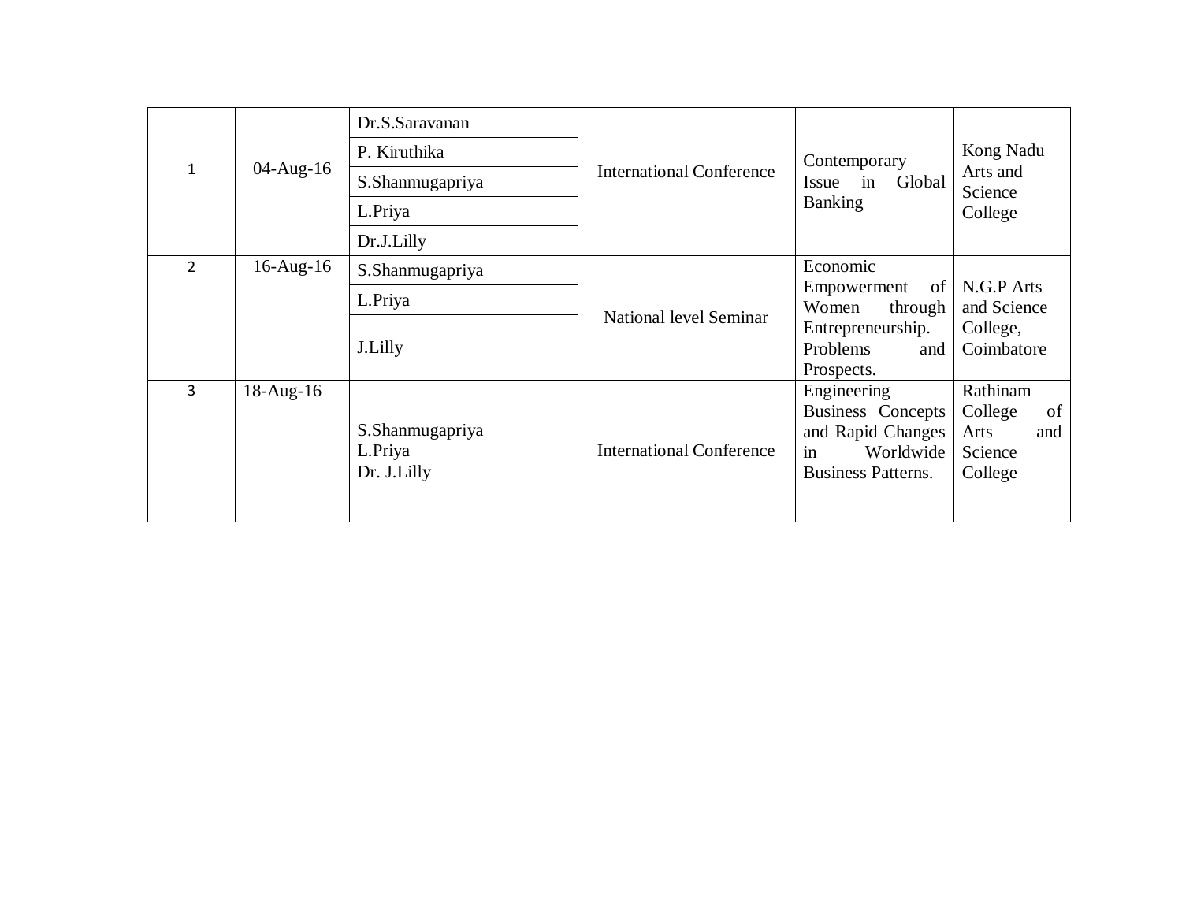| | | | | | |
|---|---|---|---|---|---|
| 1 | 04-Aug-16 | Dr.S.Saravanan<br>P. Kiruthika<br>S.Shanmugapriya<br>L.Priya<br>Dr.J.Lilly | International Conference | Contemporary Issue in Global Banking | Kong Nadu Arts and Science College |
| 2 | 16-Aug-16 | S.Shanmugapriya<br>L.Priya<br>J.Lilly | National level Seminar | Economic Empowerment of Women through Entrepreneurship. Problems and Prospects. | N.G.P Arts and Science College, Coimbatore |
| 3 | 18-Aug-16 | S.Shanmugapriya<br>L.Priya<br>Dr. J.Lilly | International Conference | Engineering Business Concepts and Rapid Changes in Worldwide Business Patterns. | Rathinam College of Arts and Science College |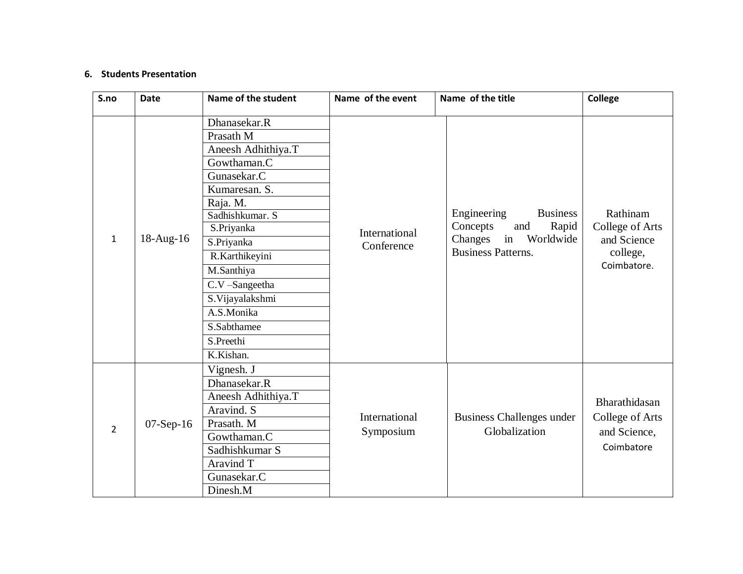## 6. Students Presentation

| S.no | Date | Name of the student | Name of the event | Name of the title | College |
|---|---|---|---|---|---|
| 1 | 18-Aug-16 | Dhanasekar.R | International Conference | Engineering Business Concepts and Rapid Changes in Worldwide Business Patterns. | Rathinam College of Arts and Science college, Coimbatore. |
| | | Prasath M | | | |
| | | Aneesh Adhithiya.T | | | |
| | | Gowthaman.C | | | |
| | | Gunasekar.C | | | |
| | | Kumaresan. S. | | | |
| | | Raja. M. | | | |
| | | Sadhishkumar. S | | | |
| | | S.Priyanka | | | |
| | | S.Priyanka | | | |
| | | R.Karthikeyini | | | |
| | | M.Santhiya | | | |
| | | C.V –Sangeetha | | | |
| | | S.Vijayalakshmi | | | |
| | | A.S.Monika | | | |
| | | S.Sabthamee | | | |
| | | S.Preethi | | | |
| | | K.Kishan. | | | |
| 2 | 07-Sep-16 | Vignesh. J | International Symposium | Business Challenges under Globalization | Bharathidasan College of Arts and Science, Coimbatore |
| | | Dhanasekar.R | | | |
| | | Aneesh Adhithiya.T | | | |
| | | Aravind. S | | | |
| | | Prasath. M | | | |
| | | Gowthaman.C | | | |
| | | Sadhishkumar S | | | |
| | | Aravind T | | | |
| | | Gunasekar.C | | | |
| | | Dinesh.M | | | |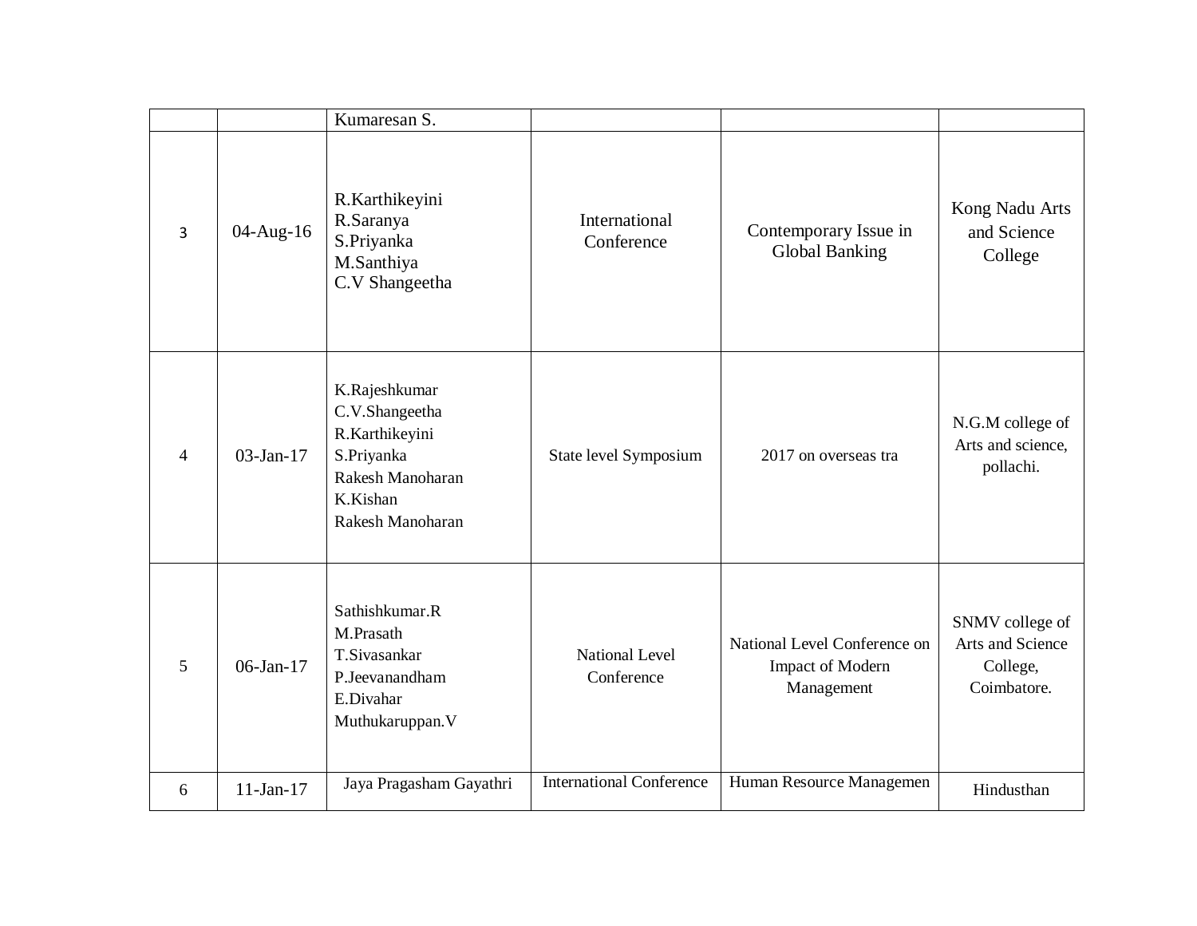| | | | | | |
|---|---|---|---|---|---|
| | | Kumaresan S. | | | |
| 3 | 04-Aug-16 | R.Karthikeyini<br>R.Saranya<br>S.Priyanka<br>M.Santhiya<br>C.V Shangeetha | International Conference | Contemporary Issue in Global Banking | Kong Nadu Arts and Science College |
| 4 | 03-Jan-17 | K.Rajeshkumar<br>C.V.Shangeetha<br>R.Karthikeyini<br>S.Priyanka<br>Rakesh Manoharan<br>K.Kishan<br>Rakesh Manoharan | State level Symposium | 2017 on overseas tra | N.G.M college of Arts and science, pollachi. |
| 5 | 06-Jan-17 | Sathishkumar.R<br>M.Prasath<br>T.Sivasankar<br>P.Jeevanandham<br>E.Divahar<br>Muthukaruppan.V | National Level Conference | National Level Conference on Impact of Modern Management | SNMV college of Arts and Science College, Coimbatore. |
| 6 | 11-Jan-17 | Jaya Pragasham Gayathri | International Conference | Human Resource Managemen | Hindusthan |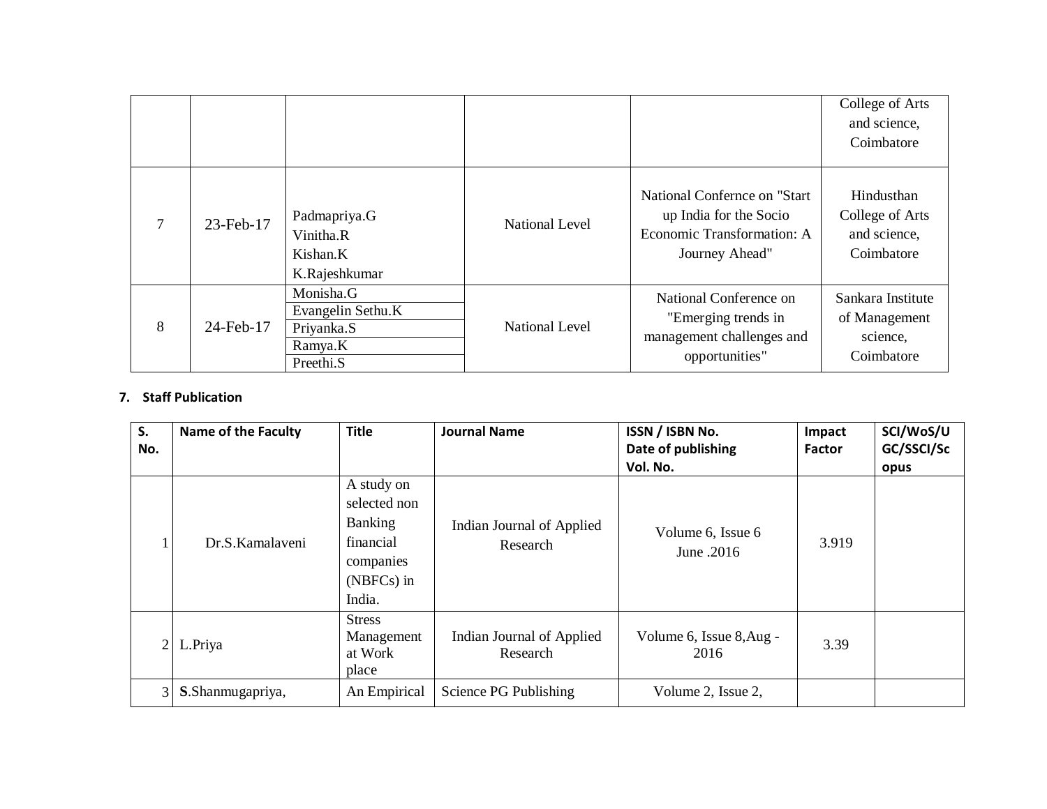| | | | | | College of Arts and science, Coimbatore |
|---|---|---|---|---|---|
| 7 | 23-Feb-17 | Padmapriya.G<br>Vinitha.R<br>Kishan.K<br>K.Rajeshkumar | National Level | National Confernce on "Start up India for the Socio Economic Transformation: A Journey Ahead" | Hindusthan College of Arts and science, Coimbatore |
| 8 | 24-Feb-17 | Monisha.G<br>Evangelin Sethu.K<br>Priyanka.S<br>Ramya.K<br>Preethi.S | National Level | National Conference on "Emerging trends in management challenges and opportunities" | Sankara Institute of Management science, Coimbatore |

**7. Staff Publication**

| S. No. | Name of the Faculty | Title | Journal Name | ISSN / ISBN No. Date of publishing Vol. No. | Impact Factor | SCI/WoS/UGC/SSCI/Scopus |
|---|---|---|---|---|---|---|
| 1 | Dr.S.Kamalaveni | A study on selected non Banking financial companies (NBFCs) in India. | Indian Journal of Applied Research | Volume 6, Issue 6 June .2016 | 3.919 | |
| 2 | L.Priya | Stress Management at Work place | Indian Journal of Applied Research | Volume 6, Issue 8,Aug - 2016 | 3.39 | |
| 3 | **S**.Shanmugapriya, | An Empirical | Science PG Publishing | Volume 2, Issue 2, | | |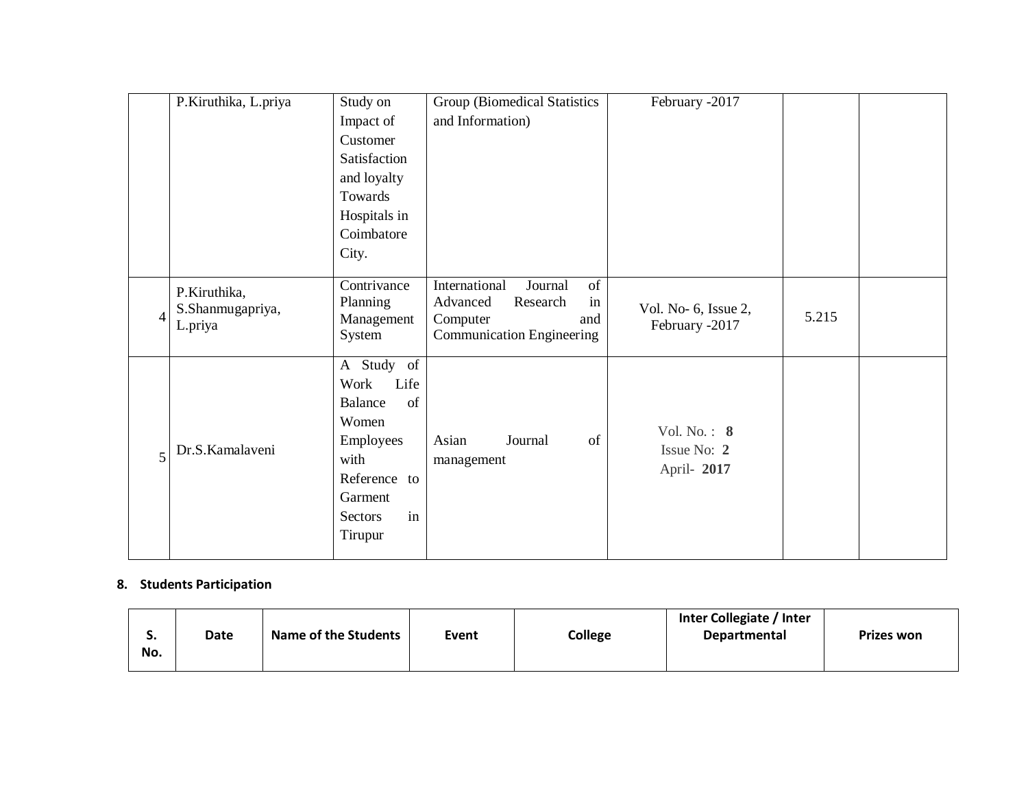|  | P.Kiruthika, L.priya | Study on Impact of Customer Satisfaction and loyalty Towards Hospitals in Coimbatore City. | Group (Biomedical Statistics and Information) | February -2017 |  |  |
|---|---|---|---|---|---|---|
| 4 | P.Kiruthika, S.Shanmugapriya, L.priya | Contrivance Planning Management System | International Journal of Advanced Research in Computer and Communication Engineering | Vol. No- 6, Issue 2, February -2017 | 5.215 |  |
| 5 | Dr.S.Kamalaveni | A Study of Work Life Balance of Women Employees with Reference to Garment Sectors in Tirupur | Asian Journal of management | Vol. No. : **8** Issue No: **2** April- **2017** |  |  |

**8. Students Participation**

| S. No. | Date | Name of the Students | Event | College | Inter Collegiate / Inter Departmental | Prizes won |
|---|---|---|---|---|---|---|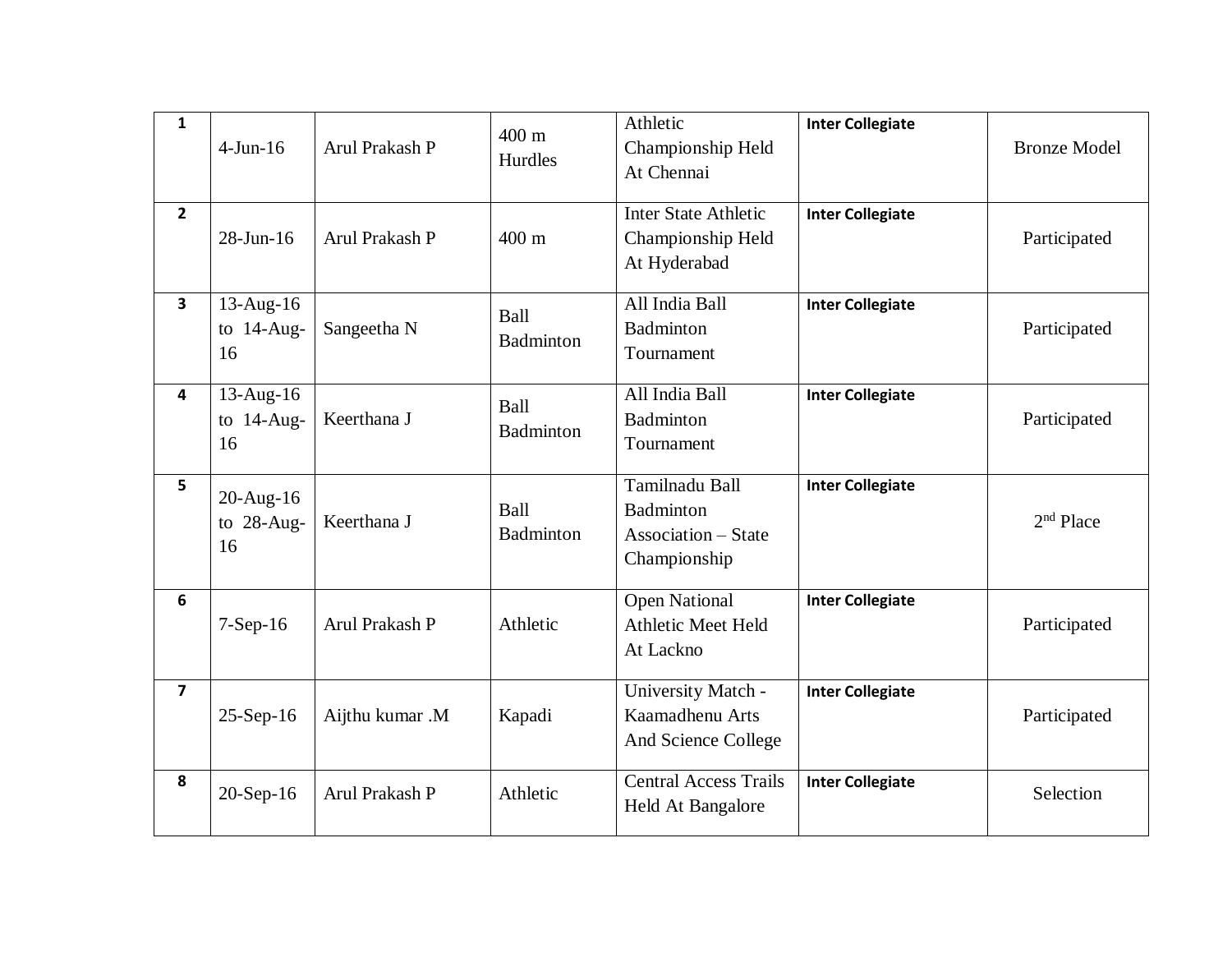| 1 | 4-Jun-16 | Arul Prakash P | 400 m Hurdles | Athletic Championship Held At Chennai | Inter Collegiate | Bronze Model |
|---|---|---|---|---|---|---|
| 2 | 28-Jun-16 | Arul Prakash P | 400 m | Inter State Athletic Championship Held At Hyderabad | Inter Collegiate | Participated |
| 3 | 13-Aug-16 to 14-Aug-16 | Sangeetha N | Ball Badminton | All India Ball Badminton Tournament | Inter Collegiate | Participated |
| 4 | 13-Aug-16 to 14-Aug-16 | Keerthana J | Ball Badminton | All India Ball Badminton Tournament | Inter Collegiate | Participated |
| 5 | 20-Aug-16 to 28-Aug-16 | Keerthana J | Ball Badminton | Tamilnadu Ball Badminton Association – State Championship | Inter Collegiate | 2nd Place |
| 6 | 7-Sep-16 | Arul Prakash P | Athletic | Open National Athletic Meet Held At Lackno | Inter Collegiate | Participated |
| 7 | 25-Sep-16 | Aijthu kumar .M | Kapadi | University Match - Kaamadhenu Arts And Science College | Inter Collegiate | Participated |
| 8 | 20-Sep-16 | Arul Prakash P | Athletic | Central Access Trails Held At Bangalore | Inter Collegiate | Selection |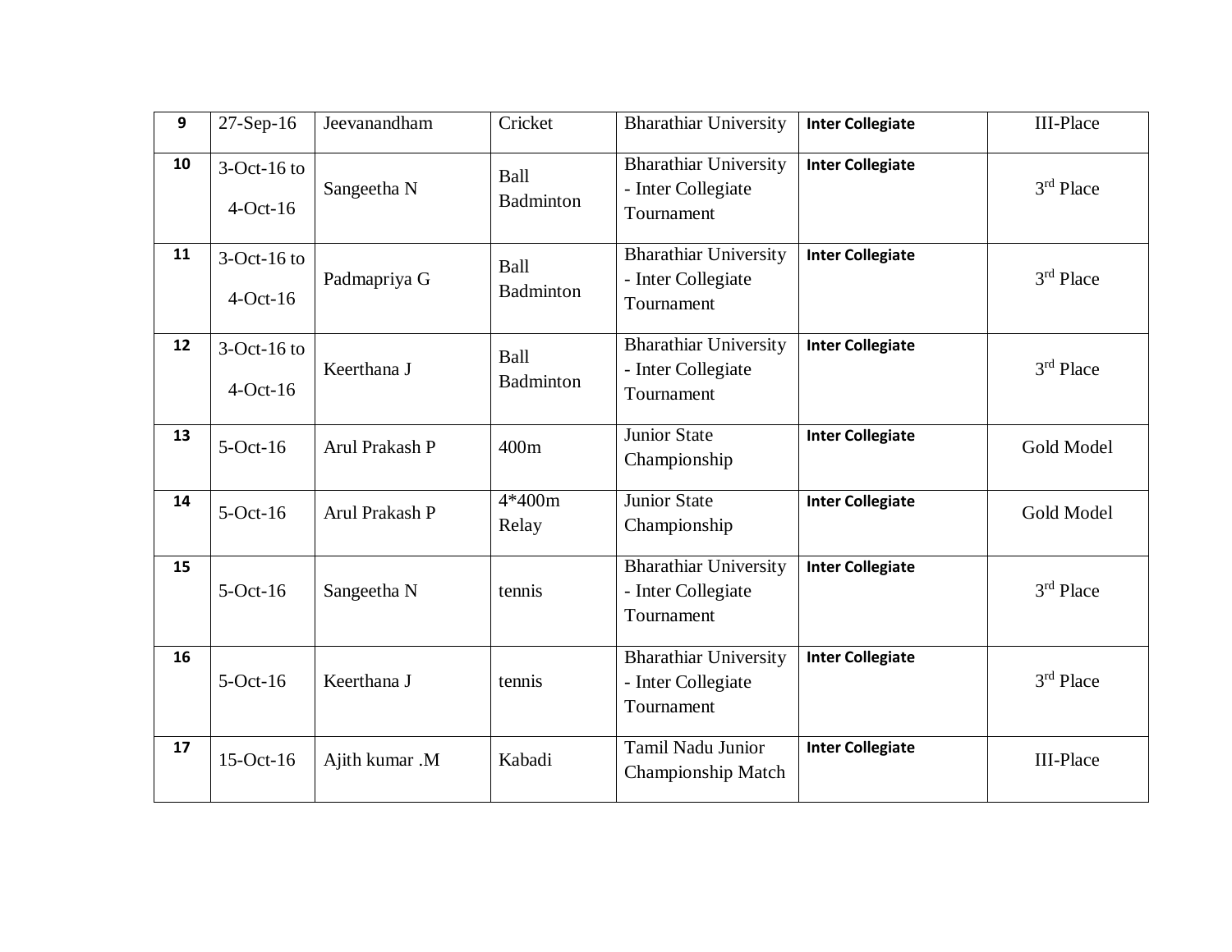| | | | | | | |
|---|---|---|---|---|---|---|
| 9 | 27-Sep-16 | Jeevanandham | Cricket | Bharathiar University | Inter Collegiate | III-Place |
| 10 | 3-Oct-16 to 4-Oct-16 | Sangeetha N | Ball Badminton | Bharathiar University - Inter Collegiate Tournament | Inter Collegiate | 3rd Place |
| 11 | 3-Oct-16 to 4-Oct-16 | Padmapriya G | Ball Badminton | Bharathiar University - Inter Collegiate Tournament | Inter Collegiate | 3rd Place |
| 12 | 3-Oct-16 to 4-Oct-16 | Keerthana J | Ball Badminton | Bharathiar University - Inter Collegiate Tournament | Inter Collegiate | 3rd Place |
| 13 | 5-Oct-16 | Arul Prakash P | 400m | Junior State Championship | Inter Collegiate | Gold Model |
| 14 | 5-Oct-16 | Arul Prakash P | 4*400m Relay | Junior State Championship | Inter Collegiate | Gold Model |
| 15 | 5-Oct-16 | Sangeetha N | tennis | Bharathiar University - Inter Collegiate Tournament | Inter Collegiate | 3rd Place |
| 16 | 5-Oct-16 | Keerthana J | tennis | Bharathiar University - Inter Collegiate Tournament | Inter Collegiate | 3rd Place |
| 17 | 15-Oct-16 | Ajith kumar .M | Kabadi | Tamil Nadu Junior Championship Match | Inter Collegiate | III-Place |